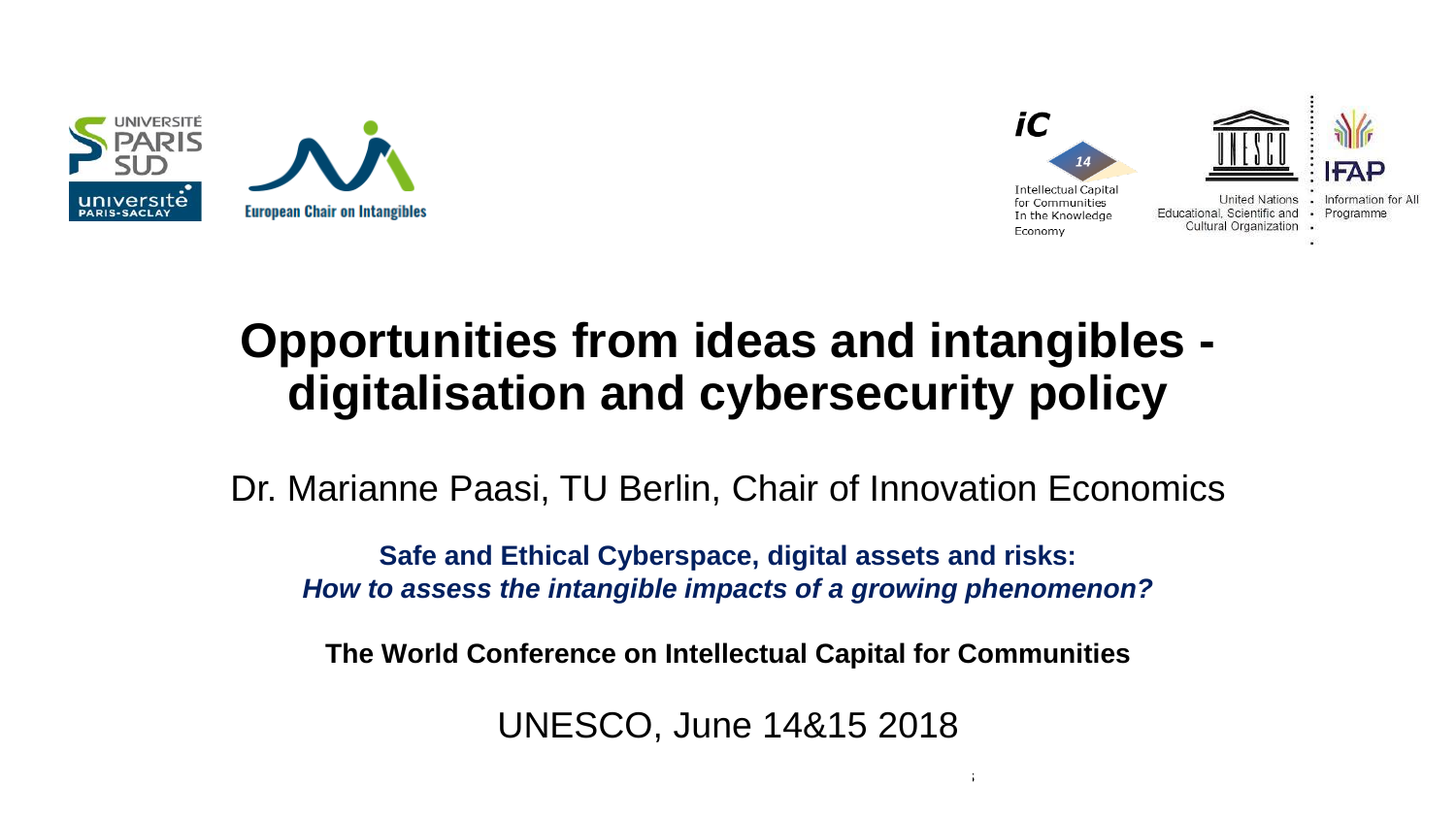UNIVERSITÉ PARIS SUD

université PARIS-SACLAY

European Chair on Intangibles

iC 14

Intellectual Capital for Communities In the Knowledge Economy

United Nations Educational, Scientific and Cultural Organization

IFAP Information for All Programme

# Opportunities from ideas and intangibles - digitalisation and cybersecurity policy

Dr. Marianne Paasi, TU Berlin, Chair of Innovation Economics

**Safe and Ethical Cyberspace, digital assets and risks:**
***How to assess the intangible impacts of a growing phenomenon?***

**The World Conference on Intellectual Capital for Communities**

UNESCO, June 14&15 2018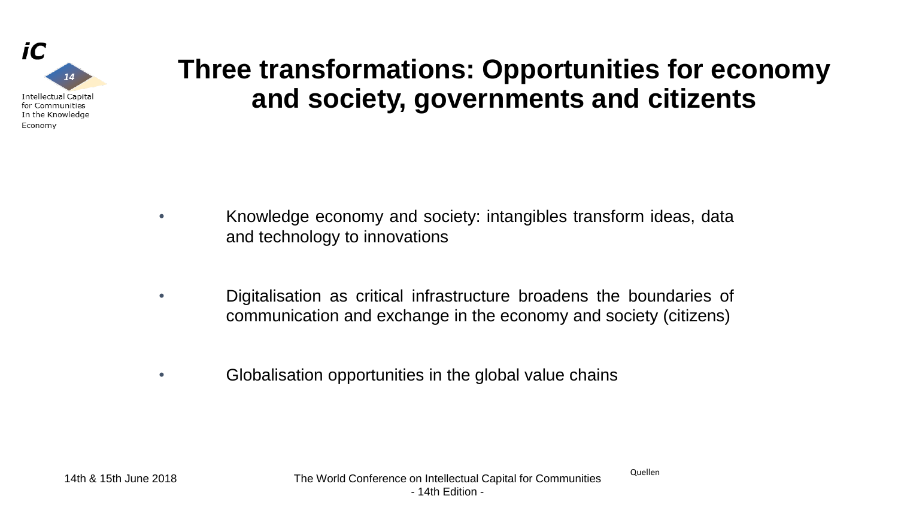# Three transformations: Opportunities for economy and society, governments and citizents

- Knowledge economy and society: intangibles transform ideas, data and technology to innovations
- Digitalisation as critical infrastructure broadens the boundaries of communication and exchange in the economy and society (citizens)
- Globalisation opportunities in the global value chains

Quellen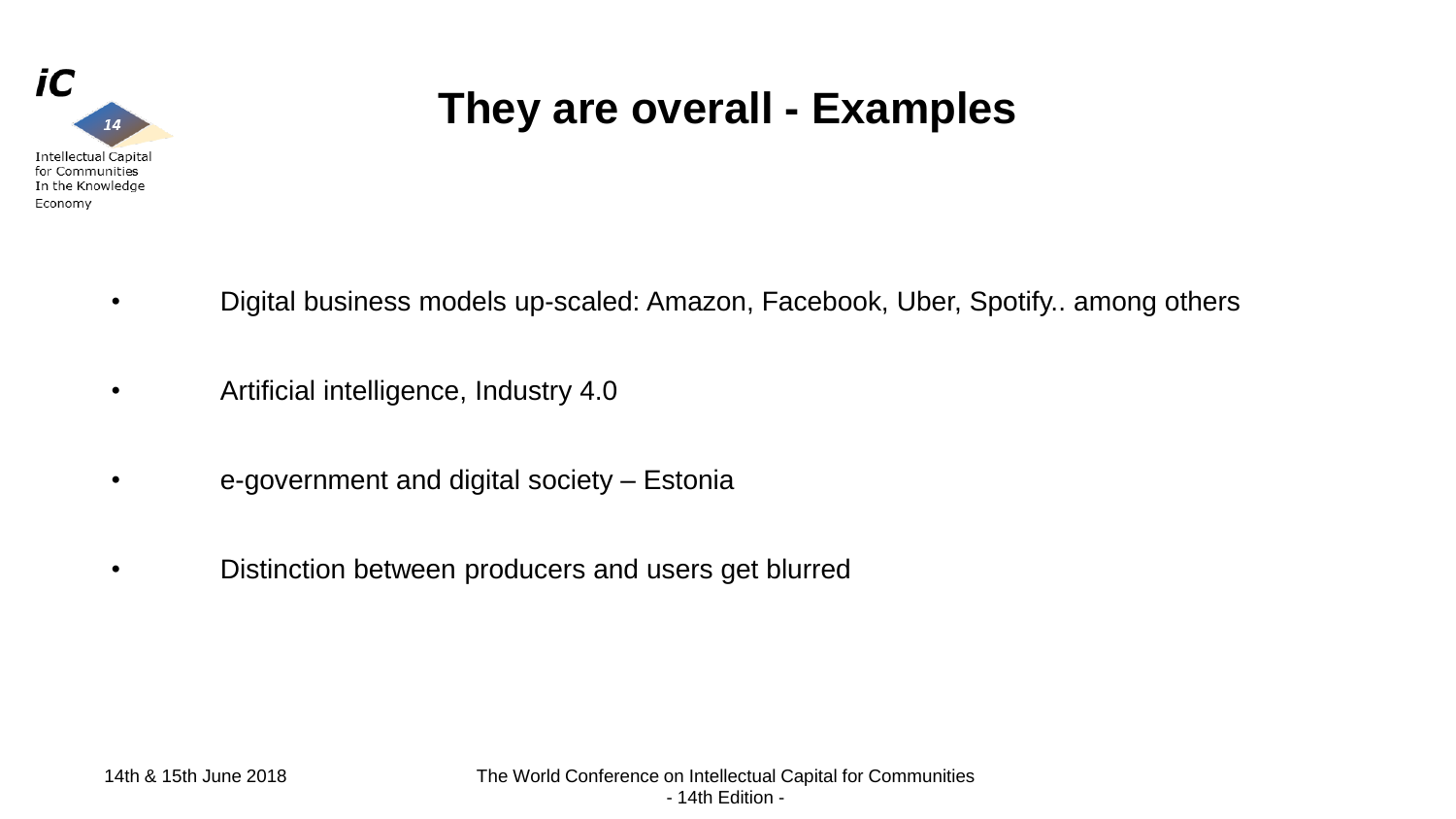# They are overall - Examples

- Digital business models up-scaled: Amazon, Facebook, Uber, Spotify.. among others
- Artificial intelligence, Industry 4.0
- e-government and digital society – Estonia
- Distinction between producers and users get blurred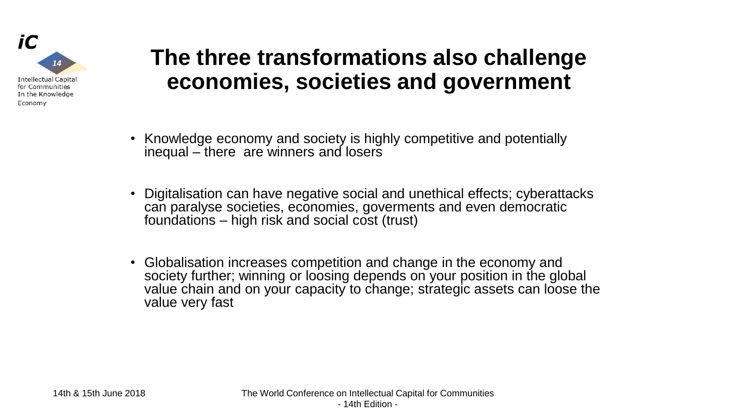# The three transformations also challenge economies, societies and government

- Knowledge economy and society is highly competitive and potentially inequal – there are winners and losers
- Digitalisation can have negative social and unethical effects; cyberattacks can paralyse societies, economies, goverments and even democratic foundations – high risk and social cost (trust)
- Globalisation increases competition and change in the economy and society further; winning or loosing depends on your position in the global value chain and on your capacity to change; strategic assets can loose the value very fast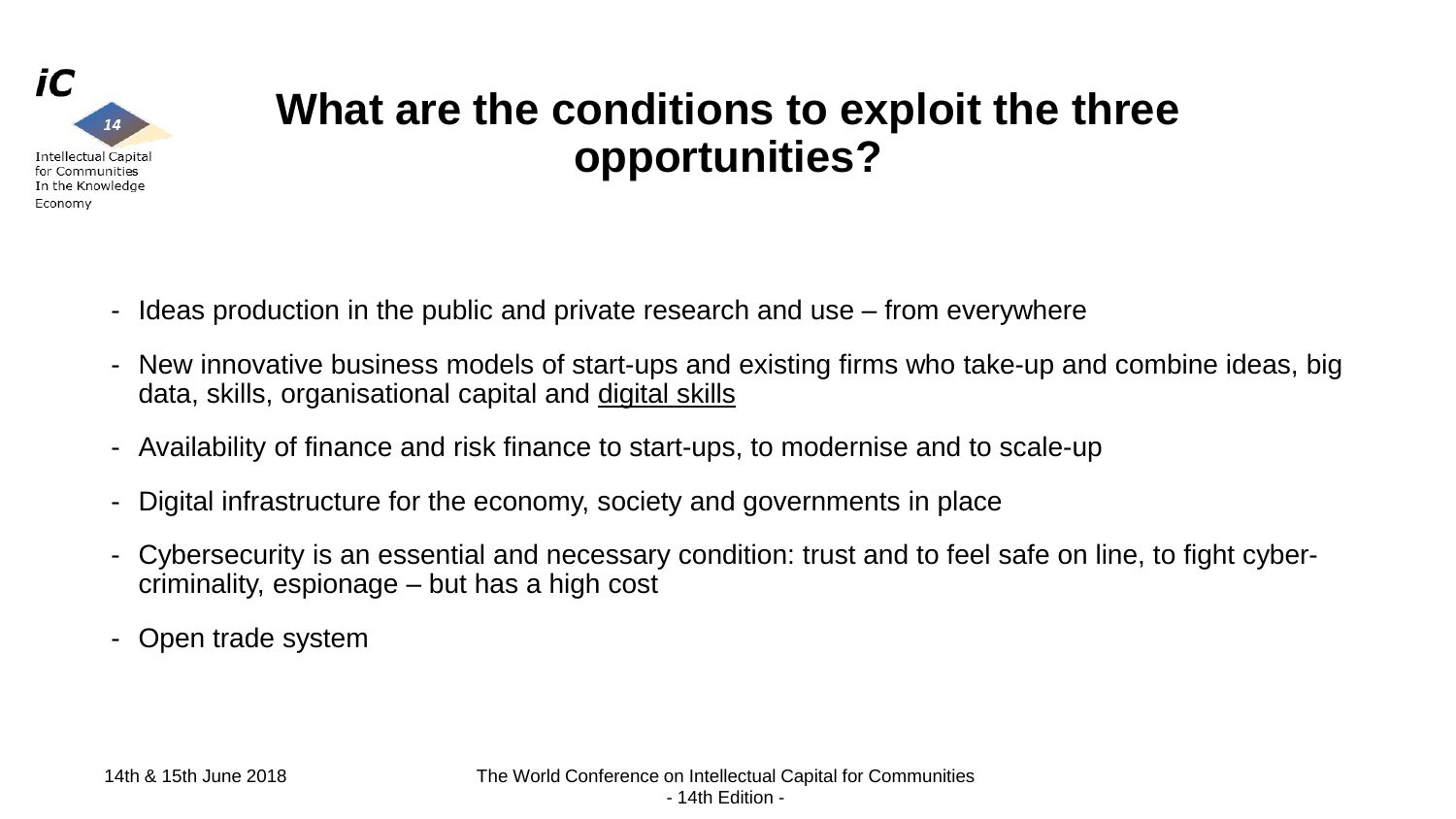# What are the conditions to exploit the three opportunities?

- Ideas production in the public and private research and use – from everywhere
- New innovative business models of start-ups and existing firms who take-up and combine ideas, big data, skills, organisational capital and digital skills
- Availability of finance and risk finance to start-ups, to modernise and to scale-up
- Digital infrastructure for the economy, society and governments in place
- Cybersecurity is an essential and necessary condition: trust and to feel safe on line, to fight cyber-criminality, espionage – but has a high cost
- Open trade system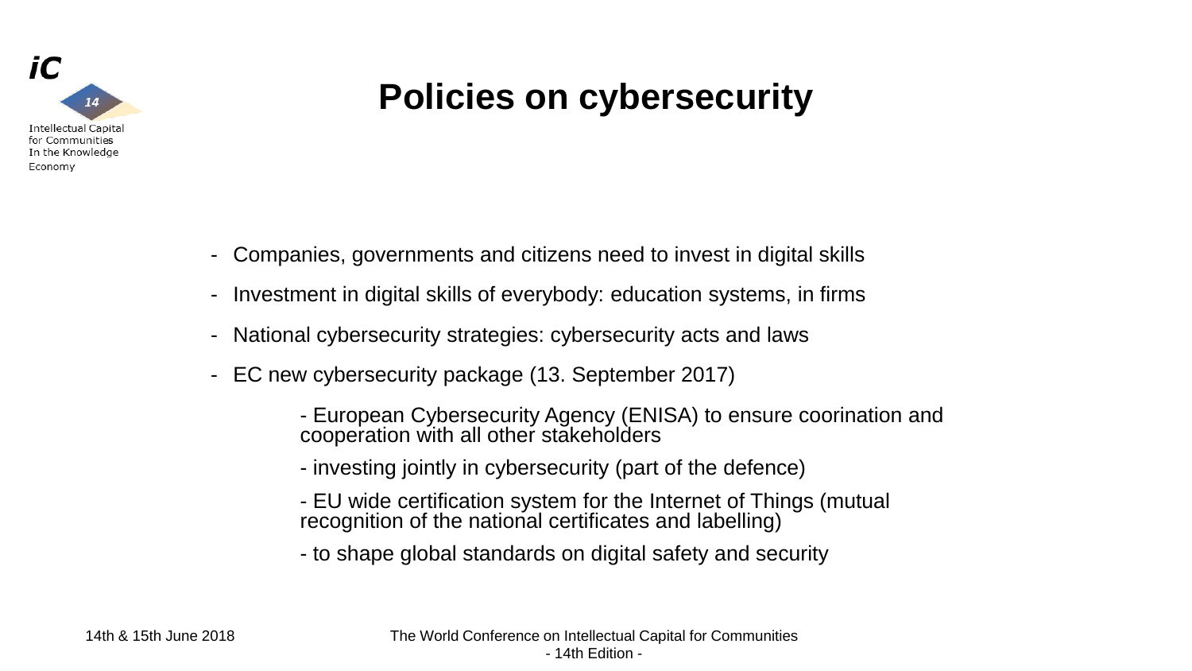# Policies on cybersecurity

- Companies, governments and citizens need to invest in digital skills
- Investment in digital skills of everybody: education systems, in firms
- National cybersecurity strategies: cybersecurity acts and laws
- EC new cybersecurity package (13. September 2017)
    - European Cybersecurity Agency (ENISA) to ensure coorination and cooperation with all other stakeholders
    - investing jointly in cybersecurity (part of the defence)
    - EU wide certification system for the Internet of Things (mutual recognition of the national certificates and labelling)
    - to shape global standards on digital safety and security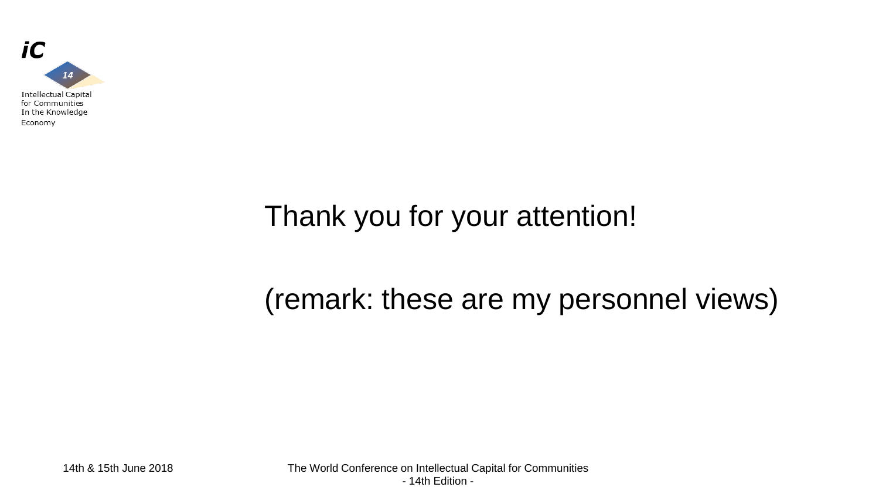Thank you for your attention!

(remark: these are my personnel views)